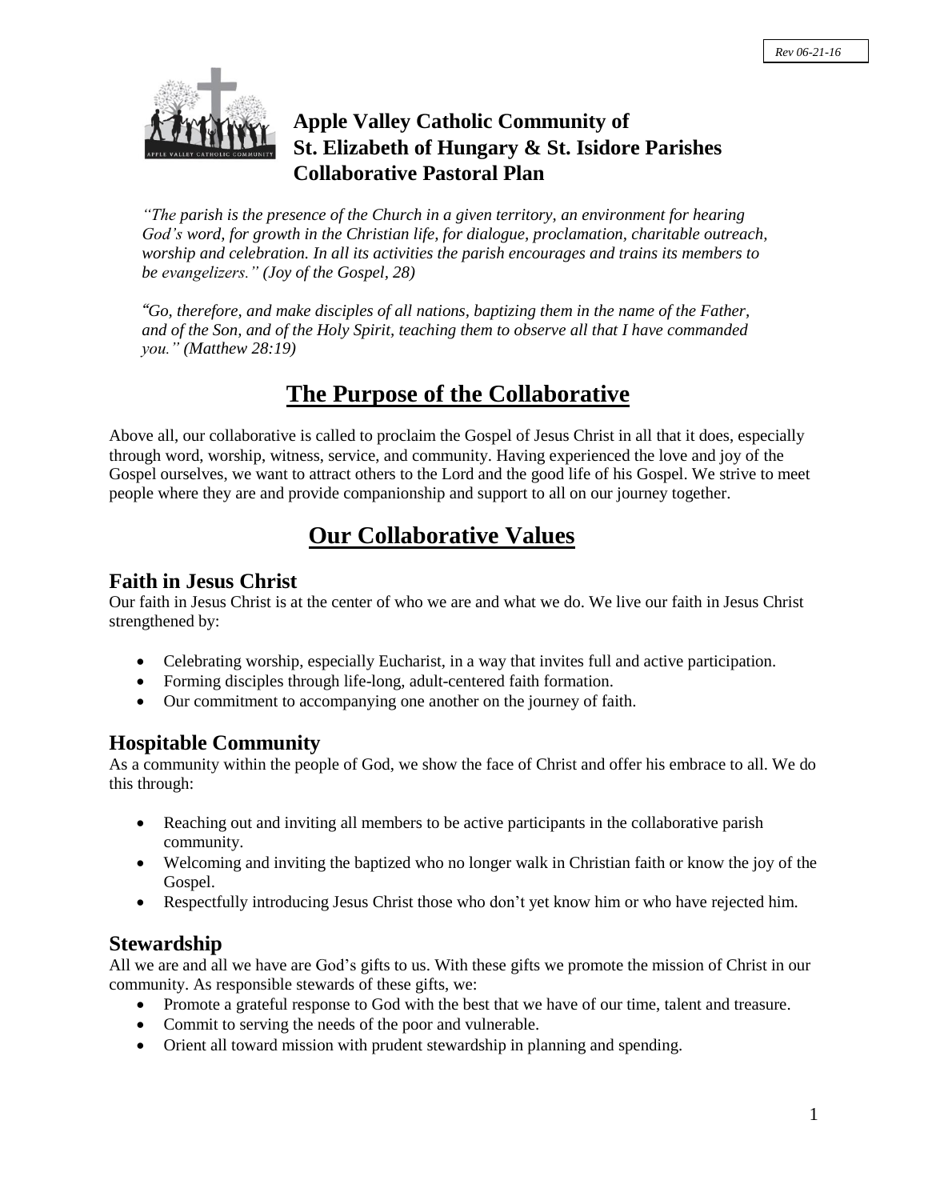Rev 06-21-16

# Apple Valley Catholic Community of St. Elizabeth of Hungary & St. Isidore Parishes Collaborative Pastoral Plan

*"The parish is the presence of the Church in a given territory, an environment for hearing God's word, for growth in the Christian life, for dialogue, proclamation, charitable outreach, worship and celebration. In all its activities the parish encourages and trains its members to be evangelizers." (Joy of the Gospel, 28)*

*"Go, therefore, and make disciples of all nations, baptizing them in the name of the Father, and of the Son, and of the Holy Spirit, teaching them to observe all that I have commanded you." (Matthew 28:19)*

## The Purpose of the Collaborative

Above all, our collaborative is called to proclaim the Gospel of Jesus Christ in all that it does, especially through word, worship, witness, service, and community. Having experienced the love and joy of the Gospel ourselves, we want to attract others to the Lord and the good life of his Gospel. We strive to meet people where they are and provide companionship and support to all on our journey together.

## Our Collaborative Values

### Faith in Jesus Christ

Our faith in Jesus Christ is at the center of who we are and what we do. We live our faith in Jesus Christ strengthened by:

- Celebrating worship, especially Eucharist, in a way that invites full and active participation.
- Forming disciples through life-long, adult-centered faith formation.
- Our commitment to accompanying one another on the journey of faith.

### Hospitable Community

As a community within the people of God, we show the face of Christ and offer his embrace to all. We do this through:

- Reaching out and inviting all members to be active participants in the collaborative parish community.
- Welcoming and inviting the baptized who no longer walk in Christian faith or know the joy of the Gospel.
- Respectfully introducing Jesus Christ those who don't yet know him or who have rejected him.

### Stewardship

All we are and all we have are God's gifts to us. With these gifts we promote the mission of Christ in our community. As responsible stewards of these gifts, we:

- Promote a grateful response to God with the best that we have of our time, talent and treasure.
- Commit to serving the needs of the poor and vulnerable.
- Orient all toward mission with prudent stewardship in planning and spending.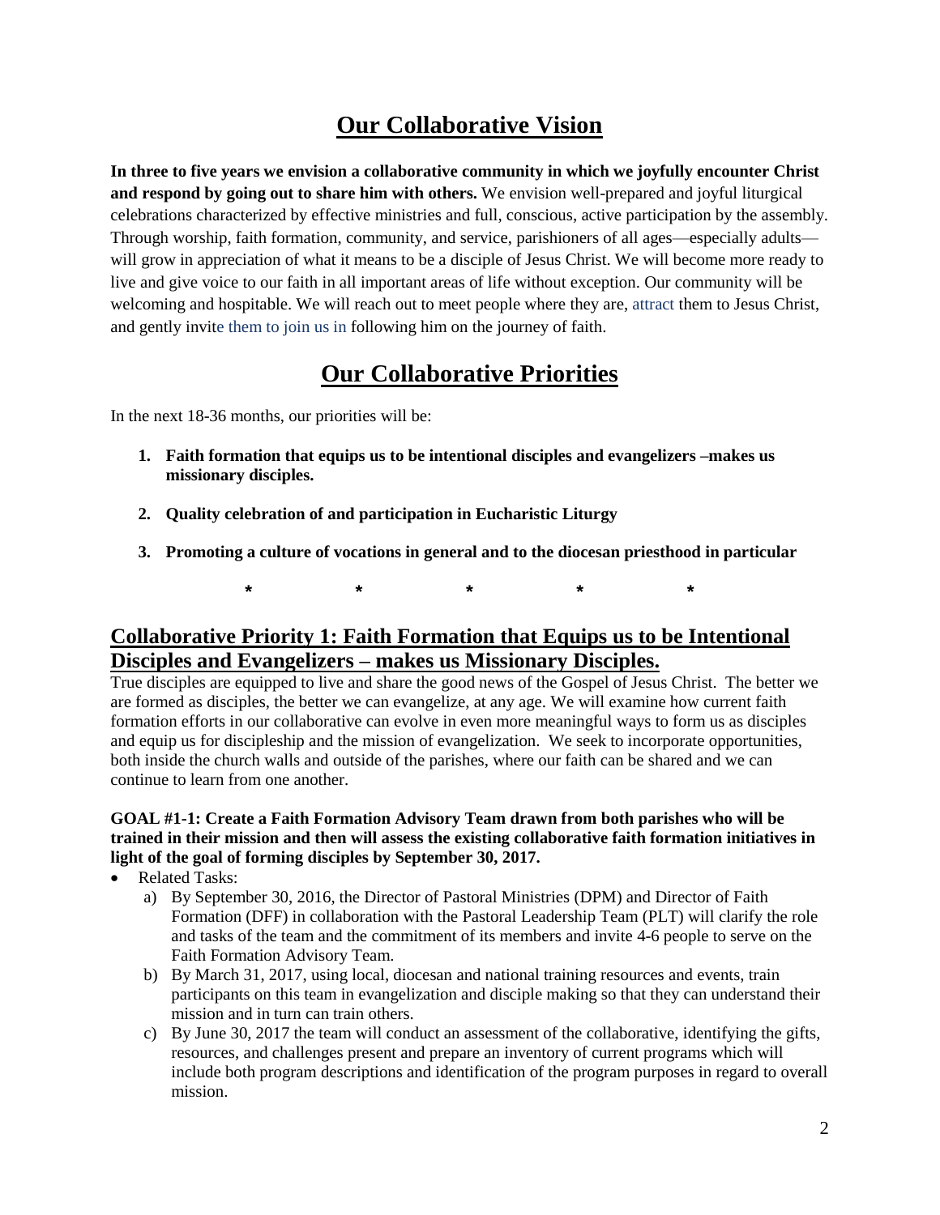# Our Collaborative Vision

**In three to five years we envision a collaborative community in which we joyfully encounter Christ and respond by going out to share him with others.** We envision well-prepared and joyful liturgical celebrations characterized by effective ministries and full, conscious, active participation by the assembly. Through worship, faith formation, community, and service, parishioners of all ages—especially adults—will grow in appreciation of what it means to be a disciple of Jesus Christ. We will become more ready to live and give voice to our faith in all important areas of life without exception. Our community will be welcoming and hospitable. We will reach out to meet people where they are, attract them to Jesus Christ, and gently invite them to join us in following him on the journey of faith.

# Our Collaborative Priorities

In the next 18-36 months, our priorities will be:

1. **Faith formation that equips us to be intentional disciples and evangelizers –makes us missionary disciples.**
2. **Quality celebration of and participation in Eucharistic Liturgy**
3. **Promoting a culture of vocations in general and to the diocesan priesthood in particular**

\* \* \* \* \*

## Collaborative Priority 1: Faith Formation that Equips us to be Intentional Disciples and Evangelizers – makes us Missionary Disciples.

True disciples are equipped to live and share the good news of the Gospel of Jesus Christ. The better we are formed as disciples, the better we can evangelize, at any age. We will examine how current faith formation efforts in our collaborative can evolve in even more meaningful ways to form us as disciples and equip us for discipleship and the mission of evangelization. We seek to incorporate opportunities, both inside the church walls and outside of the parishes, where our faith can be shared and we can continue to learn from one another.

**GOAL #1-1: Create a Faith Formation Advisory Team drawn from both parishes who will be trained in their mission and then will assess the existing collaborative faith formation initiatives in light of the goal of forming disciples by September 30, 2017.**

- Related Tasks:
  a) By September 30, 2016, the Director of Pastoral Ministries (DPM) and Director of Faith Formation (DFF) in collaboration with the Pastoral Leadership Team (PLT) will clarify the role and tasks of the team and the commitment of its members and invite 4-6 people to serve on the Faith Formation Advisory Team.
  b) By March 31, 2017, using local, diocesan and national training resources and events, train participants on this team in evangelization and disciple making so that they can understand their mission and in turn can train others.
  c) By June 30, 2017 the team will conduct an assessment of the collaborative, identifying the gifts, resources, and challenges present and prepare an inventory of current programs which will include both program descriptions and identification of the program purposes in regard to overall mission.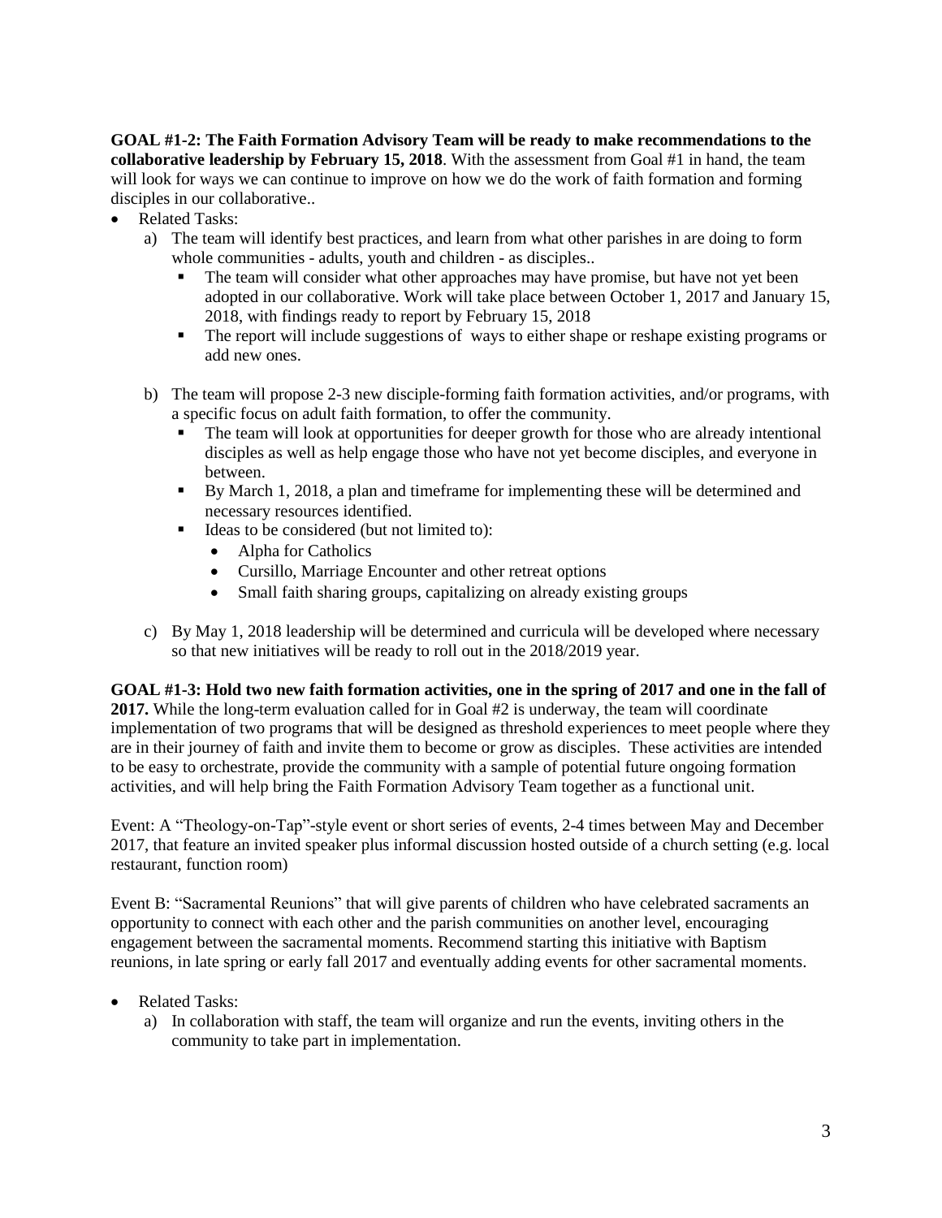**GOAL #1-2: The Faith Formation Advisory Team will be ready to make recommendations to the collaborative leadership by February 15, 2018**. With the assessment from Goal #1 in hand, the team will look for ways we can continue to improve on how we do the work of faith formation and forming disciples in our collaborative..

- Related Tasks:
  a) The team will identify best practices, and learn from what other parishes in are doing to form whole communities - adults, youth and children - as disciples..
     - The team will consider what other approaches may have promise, but have not yet been adopted in our collaborative. Work will take place between October 1, 2017 and January 15, 2018, with findings ready to report by February 15, 2018
     - The report will include suggestions of ways to either shape or reshape existing programs or add new ones.

  b) The team will propose 2-3 new disciple-forming faith formation activities, and/or programs, with a specific focus on adult faith formation, to offer the community.
     - The team will look at opportunities for deeper growth for those who are already intentional disciples as well as help engage those who have not yet become disciples, and everyone in between.
     - By March 1, 2018, a plan and timeframe for implementing these will be determined and necessary resources identified.
     - Ideas to be considered (but not limited to):
       - Alpha for Catholics
       - Cursillo, Marriage Encounter and other retreat options
       - Small faith sharing groups, capitalizing on already existing groups

  c) By May 1, 2018 leadership will be determined and curricula will be developed where necessary so that new initiatives will be ready to roll out in the 2018/2019 year.

**GOAL #1-3: Hold two new faith formation activities, one in the spring of 2017 and one in the fall of 2017.** While the long-term evaluation called for in Goal #2 is underway, the team will coordinate implementation of two programs that will be designed as threshold experiences to meet people where they are in their journey of faith and invite them to become or grow as disciples. These activities are intended to be easy to orchestrate, provide the community with a sample of potential future ongoing formation activities, and will help bring the Faith Formation Advisory Team together as a functional unit.

Event: A "Theology-on-Tap"-style event or short series of events, 2-4 times between May and December 2017, that feature an invited speaker plus informal discussion hosted outside of a church setting (e.g. local restaurant, function room)

Event B: "Sacramental Reunions" that will give parents of children who have celebrated sacraments an opportunity to connect with each other and the parish communities on another level, encouraging engagement between the sacramental moments. Recommend starting this initiative with Baptism reunions, in late spring or early fall 2017 and eventually adding events for other sacramental moments.

- Related Tasks:
  a) In collaboration with staff, the team will organize and run the events, inviting others in the community to take part in implementation.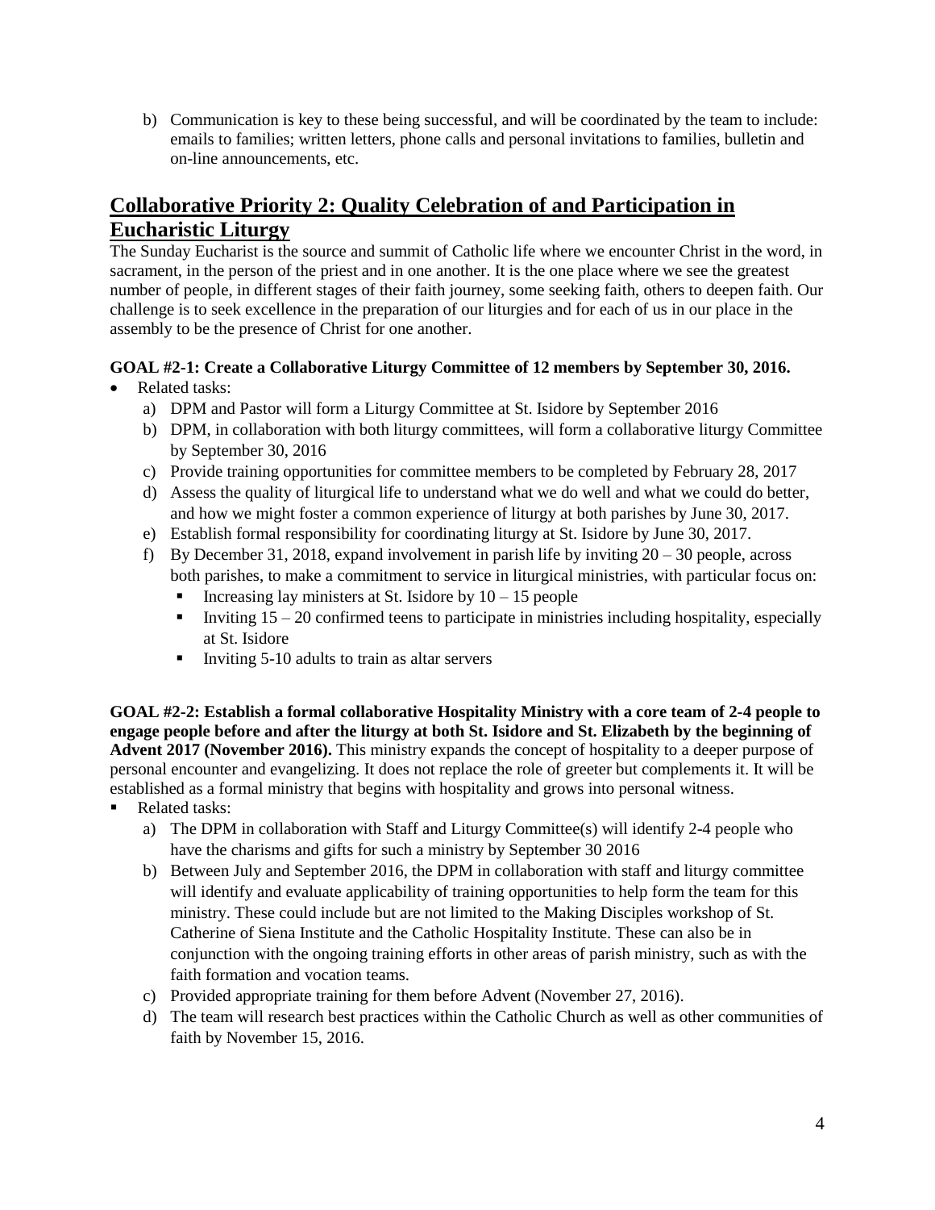b) Communication is key to these being successful, and will be coordinated by the team to include: emails to families; written letters, phone calls and personal invitations to families, bulletin and on-line announcements, etc.

## Collaborative Priority 2: Quality Celebration of and Participation in Eucharistic Liturgy

The Sunday Eucharist is the source and summit of Catholic life where we encounter Christ in the word, in sacrament, in the person of the priest and in one another. It is the one place where we see the greatest number of people, in different stages of their faith journey, some seeking faith, others to deepen faith. Our challenge is to seek excellence in the preparation of our liturgies and for each of us in our place in the assembly to be the presence of Christ for one another.

**GOAL #2-1: Create a Collaborative Liturgy Committee of 12 members by September 30, 2016.**

- Related tasks:
  a) DPM and Pastor will form a Liturgy Committee at St. Isidore by September 2016
  b) DPM, in collaboration with both liturgy committees, will form a collaborative liturgy Committee by September 30, 2016
  c) Provide training opportunities for committee members to be completed by February 28, 2017
  d) Assess the quality of liturgical life to understand what we do well and what we could do better, and how we might foster a common experience of liturgy at both parishes by June 30, 2017.
  e) Establish formal responsibility for coordinating liturgy at St. Isidore by June 30, 2017.
  f) By December 31, 2018, expand involvement in parish life by inviting 20 – 30 people, across both parishes, to make a commitment to service in liturgical ministries, with particular focus on:
     - Increasing lay ministers at St. Isidore by 10 – 15 people
     - Inviting 15 – 20 confirmed teens to participate in ministries including hospitality, especially at St. Isidore
     - Inviting 5-10 adults to train as altar servers

**GOAL #2-2: Establish a formal collaborative Hospitality Ministry with a core team of 2-4 people to engage people before and after the liturgy at both St. Isidore and St. Elizabeth by the beginning of Advent 2017 (November 2016).** This ministry expands the concept of hospitality to a deeper purpose of personal encounter and evangelizing. It does not replace the role of greeter but complements it. It will be established as a formal ministry that begins with hospitality and grows into personal witness.

- Related tasks:
  a) The DPM in collaboration with Staff and Liturgy Committee(s) will identify 2-4 people who have the charisms and gifts for such a ministry by September 30 2016
  b) Between July and September 2016, the DPM in collaboration with staff and liturgy committee will identify and evaluate applicability of training opportunities to help form the team for this ministry. These could include but are not limited to the Making Disciples workshop of St. Catherine of Siena Institute and the Catholic Hospitality Institute. These can also be in conjunction with the ongoing training efforts in other areas of parish ministry, such as with the faith formation and vocation teams.
  c) Provided appropriate training for them before Advent (November 27, 2016).
  d) The team will research best practices within the Catholic Church as well as other communities of faith by November 15, 2016.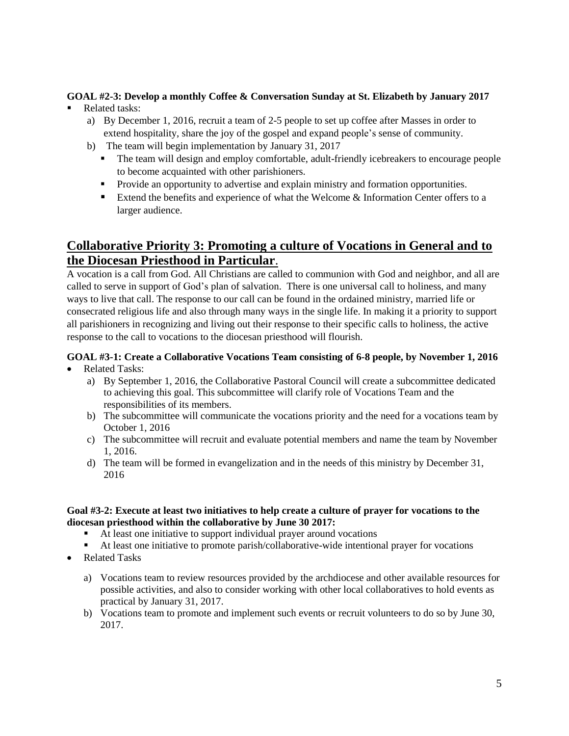**GOAL #2-3: Develop a monthly Coffee & Conversation Sunday at St. Elizabeth by January 2017**

- Related tasks:
  a) By December 1, 2016, recruit a team of 2-5 people to set up coffee after Masses in order to extend hospitality, share the joy of the gospel and expand people's sense of community.
  b) The team will begin implementation by January 31, 2017
     - The team will design and employ comfortable, adult-friendly icebreakers to encourage people to become acquainted with other parishioners.
     - Provide an opportunity to advertise and explain ministry and formation opportunities.
     - Extend the benefits and experience of what the Welcome & Information Center offers to a larger audience.

## Collaborative Priority 3: Promoting a culture of Vocations in General and to the Diocesan Priesthood in Particular.

A vocation is a call from God. All Christians are called to communion with God and neighbor, and all are called to serve in support of God's plan of salvation. There is one universal call to holiness, and many ways to live that call. The response to our call can be found in the ordained ministry, married life or consecrated religious life and also through many ways in the single life. In making it a priority to support all parishioners in recognizing and living out their response to their specific calls to holiness, the active response to the call to vocations to the diocesan priesthood will flourish.

**GOAL #3-1: Create a Collaborative Vocations Team consisting of 6-8 people, by November 1, 2016**

- Related Tasks:
  a) By September 1, 2016, the Collaborative Pastoral Council will create a subcommittee dedicated to achieving this goal. This subcommittee will clarify role of Vocations Team and the responsibilities of its members.
  b) The subcommittee will communicate the vocations priority and the need for a vocations team by October 1, 2016
  c) The subcommittee will recruit and evaluate potential members and name the team by November 1, 2016.
  d) The team will be formed in evangelization and in the needs of this ministry by December 31, 2016

**Goal #3-2: Execute at least two initiatives to help create a culture of prayer for vocations to the diocesan priesthood within the collaborative by June 30 2017:**

- At least one initiative to support individual prayer around vocations
- At least one initiative to promote parish/collaborative-wide intentional prayer for vocations

- Related Tasks
  a) Vocations team to review resources provided by the archdiocese and other available resources for possible activities, and also to consider working with other local collaboratives to hold events as practical by January 31, 2017.
  b) Vocations team to promote and implement such events or recruit volunteers to do so by June 30, 2017.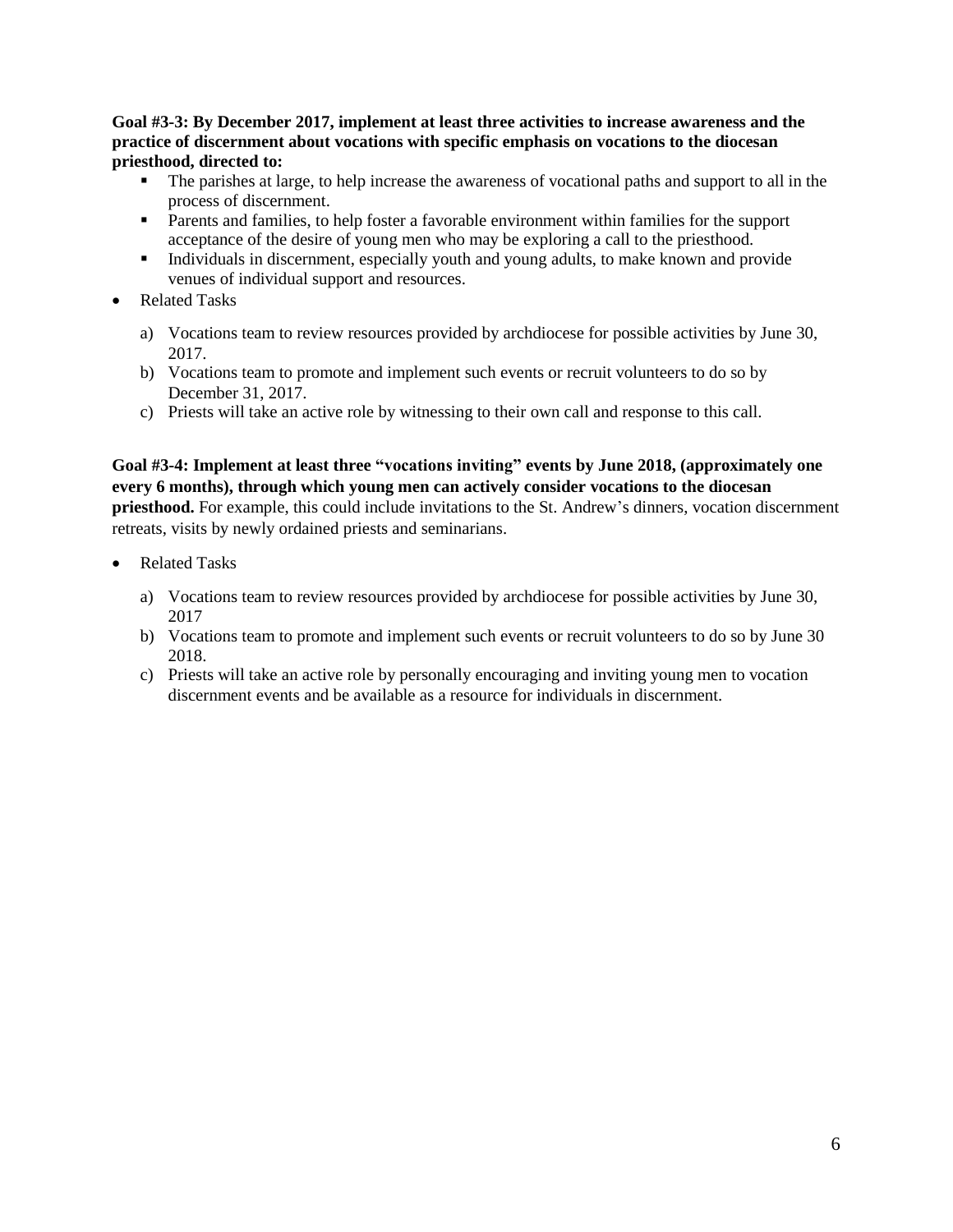**Goal #3-3: By December 2017, implement at least three activities to increase awareness and the practice of discernment about vocations with specific emphasis on vocations to the diocesan priesthood, directed to:**

- The parishes at large, to help increase the awareness of vocational paths and support to all in the process of discernment.
- Parents and families, to help foster a favorable environment within families for the support acceptance of the desire of young men who may be exploring a call to the priesthood.
- Individuals in discernment, especially youth and young adults, to make known and provide venues of individual support and resources.

- Related Tasks

  a) Vocations team to review resources provided by archdiocese for possible activities by June 30, 2017.
  b) Vocations team to promote and implement such events or recruit volunteers to do so by December 31, 2017.
  c) Priests will take an active role by witnessing to their own call and response to this call.

**Goal #3-4: Implement at least three "vocations inviting" events by June 2018, (approximately one every 6 months), through which young men can actively consider vocations to the diocesan priesthood.** For example, this could include invitations to the St. Andrew's dinners, vocation discernment retreats, visits by newly ordained priests and seminarians.

- Related Tasks

  a) Vocations team to review resources provided by archdiocese for possible activities by June 30, 2017
  b) Vocations team to promote and implement such events or recruit volunteers to do so by June 30 2018.
  c) Priests will take an active role by personally encouraging and inviting young men to vocation discernment events and be available as a resource for individuals in discernment.